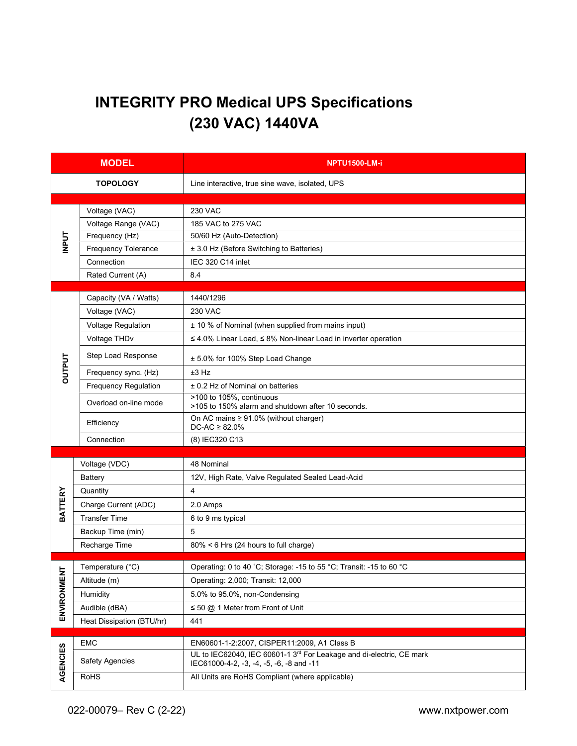# INTEGRITY PRO Medical UPS Specifications
# (230 VAC) 1440VA

| MODEL | | NPTU1500-LM-i |
|---|---|---|
| TOPOLOGY | | Line interactive, true sine wave, isolated, UPS |
| INPUT | Voltage (VAC) | 230 VAC |
| | Voltage Range (VAC) | 185 VAC to 275 VAC |
| | Frequency (Hz) | 50/60 Hz (Auto-Detection) |
| | Frequency Tolerance | ± 3.0 Hz (Before Switching to Batteries) |
| | Connection | IEC 320 C14 inlet |
| | Rated Current (A) | 8.4 |
| OUTPUT | Capacity (VA / Watts) | 1440/1296 |
| | Voltage (VAC) | 230 VAC |
| | Voltage Regulation | ± 10 % of Nominal (when supplied from mains input) |
| | Voltage THDv | ≤ 4.0% Linear Load, ≤ 8% Non-linear Load in inverter operation |
| | Step Load Response | ± 5.0% for 100% Step Load Change |
| | Frequency sync. (Hz) | ±3 Hz |
| | Frequency Regulation | ± 0.2 Hz of Nominal on batteries |
| | Overload on-line mode | >100 to 105%, continuous<br>>105 to 150% alarm and shutdown after 10 seconds. |
| | Efficiency | On AC mains ≥ 91.0% (without charger)<br>DC-AC ≥ 82.0% |
| | Connection | (8) IEC320 C13 |
| BATTERY | Voltage (VDC) | 48 Nominal |
| | Battery | 12V, High Rate, Valve Regulated Sealed Lead-Acid |
| | Quantity | 4 |
| | Charge Current (ADC) | 2.0 Amps |
| | Transfer Time | 6 to 9 ms typical |
| | Backup Time (min) | 5 |
| | Recharge Time | 80% < 6 Hrs (24 hours to full charge) |
| ENVIRONMENT | Temperature (°C) | Operating: 0 to 40 °C; Storage: -15 to 55 °C; Transit: -15 to 60 °C |
| | Altitude (m) | Operating: 2,000; Transit: 12,000 |
| | Humidity | 5.0% to 95.0%, non-Condensing |
| | Audible (dBA) | ≤ 50 @ 1 Meter from Front of Unit |
| | Heat Dissipation (BTU/hr) | 441 |
| AGENCIES | EMC | EN60601-1-2:2007, CISPER11:2009, A1 Class B |
| | Safety Agencies | UL to IEC62040, IEC 60601-1 3rd For Leakage and di-electric, CE mark<br>IEC61000-4-2, -3, -4, -5, -6, -8 and -11 |
| | RoHS | All Units are RoHS Compliant (where applicable) |

022-00079– Rev C (2-22) www.nxtpower.com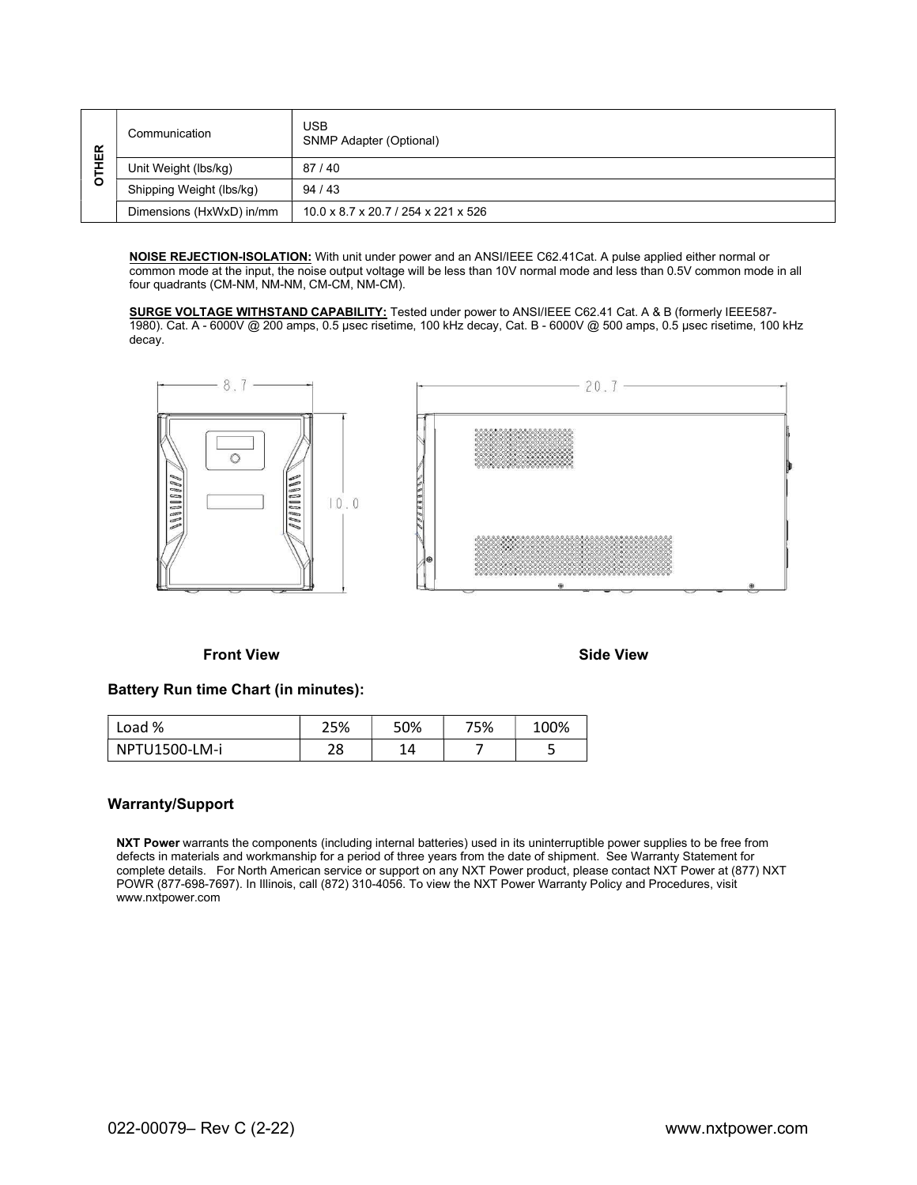| | | |
|---|---|---|
| OTHER | Communication | USB<br>SNMP Adapter (Optional) |
| | Unit Weight (lbs/kg) | 87 / 40 |
| | Shipping Weight (lbs/kg) | 94 / 43 |
| | Dimensions (HxWxD) in/mm | 10.0 x 8.7 x 20.7 / 254 x 221 x 526 |

**NOISE REJECTION-ISOLATION:** With unit under power and an ANSI/IEEE C62.41Cat. A pulse applied either normal or common mode at the input, the noise output voltage will be less than 10V normal mode and less than 0.5V common mode in all four quadrants (CM-NM, NM-NM, CM-CM, NM-CM).

**SURGE VOLTAGE WITHSTAND CAPABILITY:** Tested under power to ANSI/IEEE C62.41 Cat. A & B (formerly IEEE587-1980). Cat. A - 6000V @ 200 amps, 0.5 µsec risetime, 100 kHz decay, Cat. B - 6000V @ 500 amps, 0.5 µsec risetime, 100 kHz decay.

8.7

10.0

20.7

**Front View**

**Side View**

### Battery Run time Chart (in minutes):

| Load % | 25% | 50% | 75% | 100% |
|---|---|---|---|---|
| NPTU1500-LM-i | 28 | 14 | 7 | 5 |

### Warranty/Support

**NXT Power** warrants the components (including internal batteries) used in its uninterruptible power supplies to be free from defects in materials and workmanship for a period of three years from the date of shipment. See Warranty Statement for complete details. For North American service or support on any NXT Power product, please contact NXT Power at (877) NXT POWR (877-698-7697). In Illinois, call (872) 310-4056. To view the NXT Power Warranty Policy and Procedures, visit www.nxtpower.com

022-00079– Rev C (2-22) www.nxtpower.com